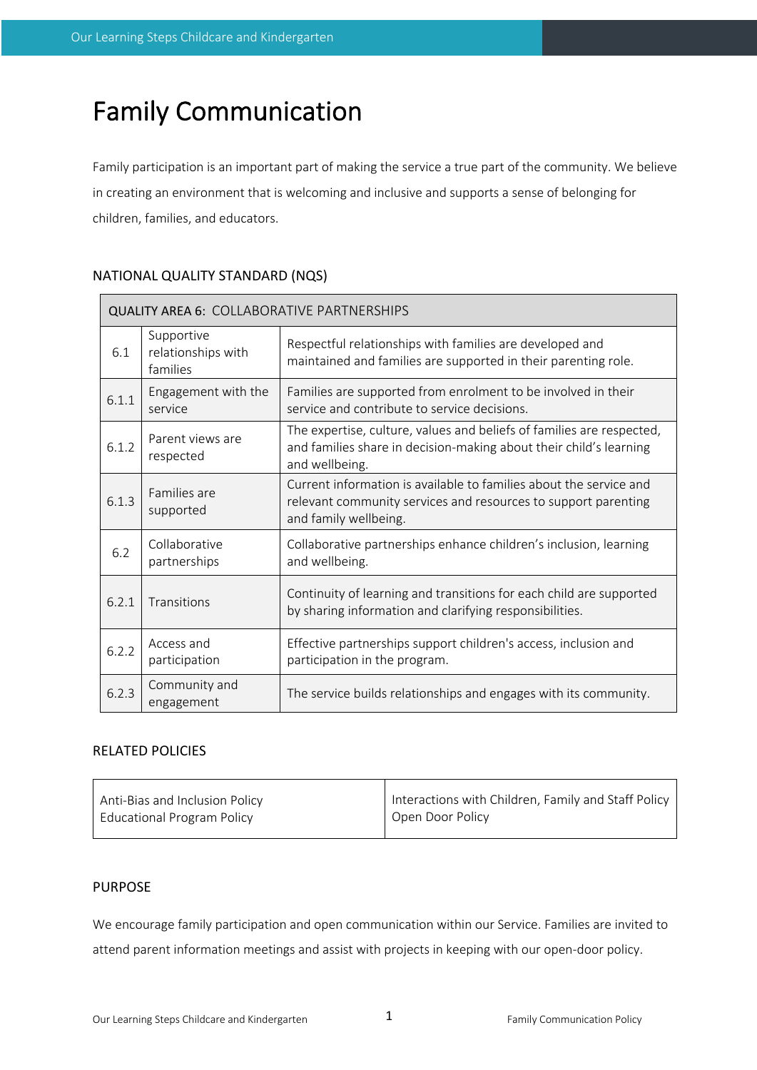# Family Communication

Family participation is an important part of making the service a true part of the community. We believe in creating an environment that is welcoming and inclusive and supports a sense of belonging for children, families, and educators.

## NATIONAL QUALITY STANDARD (NQS)

| QUALITY AREA 6: COLLABORATIVE PARTNERSHIPS | | |
|---|---|---|
| 6.1 | Supportive relationships with families | Respectful relationships with families are developed and maintained and families are supported in their parenting role. |
| 6.1.1 | Engagement with the service | Families are supported from enrolment to be involved in their service and contribute to service decisions. |
| 6.1.2 | Parent views are respected | The expertise, culture, values and beliefs of families are respected, and families share in decision-making about their child's learning and wellbeing. |
| 6.1.3 | Families are supported | Current information is available to families about the service and relevant community services and resources to support parenting and family wellbeing. |
| 6.2 | Collaborative partnerships | Collaborative partnerships enhance children's inclusion, learning and wellbeing. |
| 6.2.1 | Transitions | Continuity of learning and transitions for each child are supported by sharing information and clarifying responsibilities. |
| 6.2.2 | Access and participation | Effective partnerships support children's access, inclusion and participation in the program. |
| 6.2.3 | Community and engagement | The service builds relationships and engages with its community. |

## RELATED POLICIES

| | |
|---|---|
| Anti-Bias and Inclusion Policy<br>Educational Program Policy | Interactions with Children, Family and Staff Policy<br>Open Door Policy |

## PURPOSE

We encourage family participation and open communication within our Service. Families are invited to attend parent information meetings and assist with projects in keeping with our open-door policy.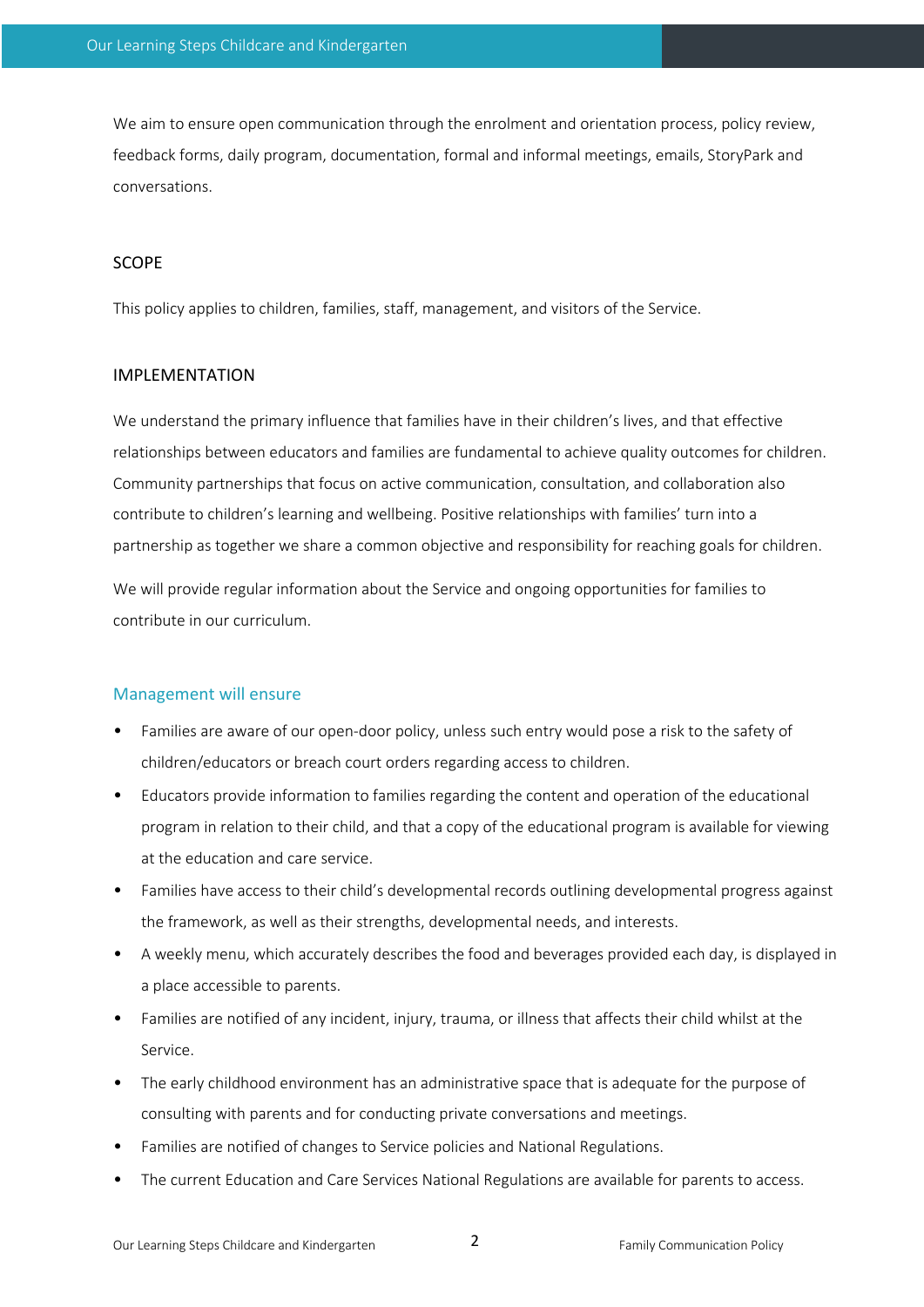We aim to ensure open communication through the enrolment and orientation process, policy review, feedback forms, daily program, documentation, formal and informal meetings, emails, StoryPark and conversations.

## SCOPE

This policy applies to children, families, staff, management, and visitors of the Service.

## IMPLEMENTATION

We understand the primary influence that families have in their children's lives, and that effective relationships between educators and families are fundamental to achieve quality outcomes for children. Community partnerships that focus on active communication, consultation, and collaboration also contribute to children's learning and wellbeing. Positive relationships with families' turn into a partnership as together we share a common objective and responsibility for reaching goals for children.

We will provide regular information about the Service and ongoing opportunities for families to contribute in our curriculum.

### Management will ensure

- Families are aware of our open-door policy, unless such entry would pose a risk to the safety of children/educators or breach court orders regarding access to children.
- Educators provide information to families regarding the content and operation of the educational program in relation to their child, and that a copy of the educational program is available for viewing at the education and care service.
- Families have access to their child's developmental records outlining developmental progress against the framework, as well as their strengths, developmental needs, and interests.
- A weekly menu, which accurately describes the food and beverages provided each day, is displayed in a place accessible to parents.
- Families are notified of any incident, injury, trauma, or illness that affects their child whilst at the Service.
- The early childhood environment has an administrative space that is adequate for the purpose of consulting with parents and for conducting private conversations and meetings.
- Families are notified of changes to Service policies and National Regulations.
- The current Education and Care Services National Regulations are available for parents to access.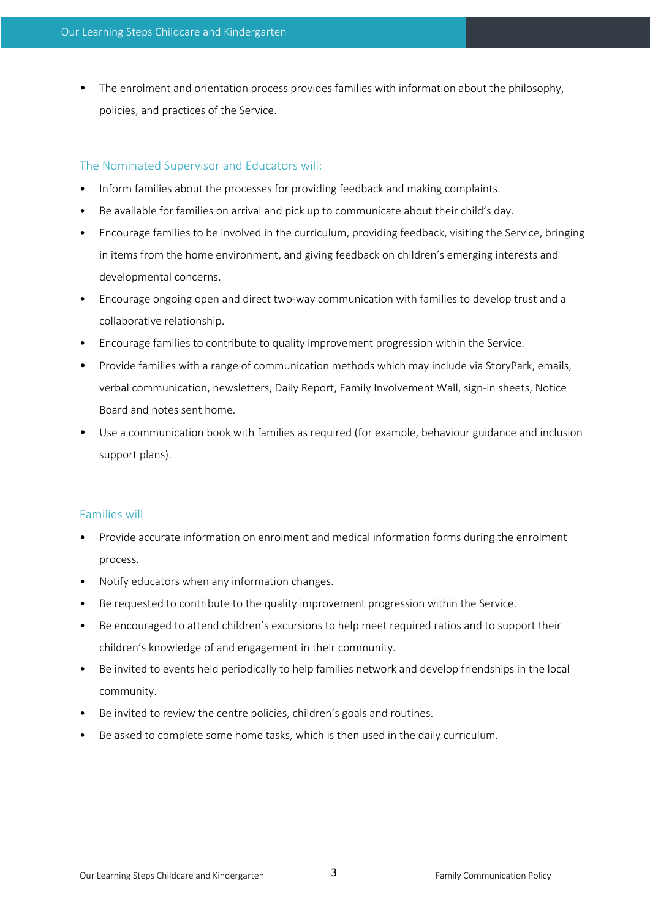- The enrolment and orientation process provides families with information about the philosophy, policies, and practices of the Service.

### The Nominated Supervisor and Educators will:

- Inform families about the processes for providing feedback and making complaints.
- Be available for families on arrival and pick up to communicate about their child's day.
- Encourage families to be involved in the curriculum, providing feedback, visiting the Service, bringing in items from the home environment, and giving feedback on children's emerging interests and developmental concerns.
- Encourage ongoing open and direct two-way communication with families to develop trust and a collaborative relationship.
- Encourage families to contribute to quality improvement progression within the Service.
- Provide families with a range of communication methods which may include via StoryPark, emails, verbal communication, newsletters, Daily Report, Family Involvement Wall, sign-in sheets, Notice Board and notes sent home.
- Use a communication book with families as required (for example, behaviour guidance and inclusion support plans).

### Families will

- Provide accurate information on enrolment and medical information forms during the enrolment process.
- Notify educators when any information changes.
- Be requested to contribute to the quality improvement progression within the Service.
- Be encouraged to attend children's excursions to help meet required ratios and to support their children's knowledge of and engagement in their community.
- Be invited to events held periodically to help families network and develop friendships in the local community.
- Be invited to review the centre policies, children's goals and routines.
- Be asked to complete some home tasks, which is then used in the daily curriculum.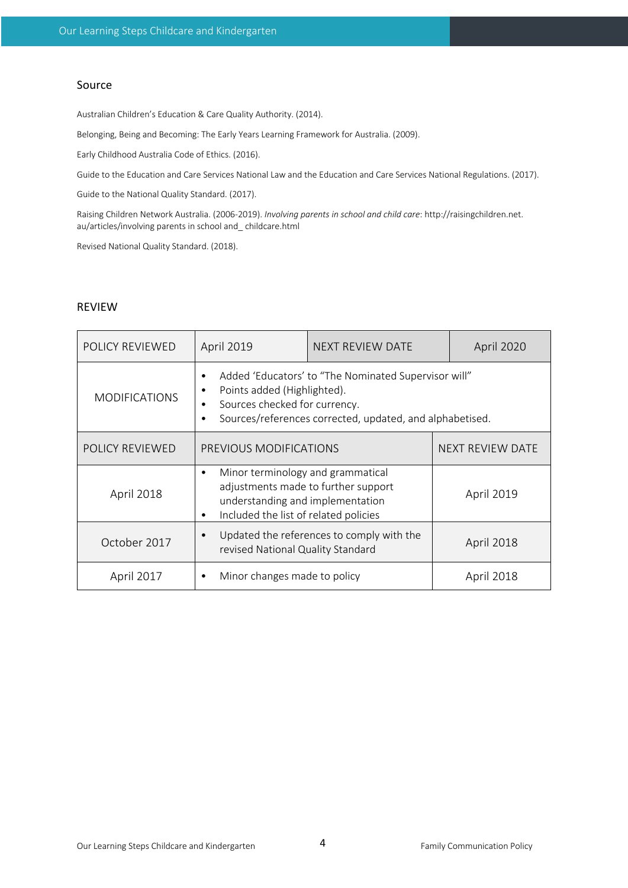## Source

Australian Children's Education & Care Quality Authority. (2014).

Belonging, Being and Becoming: The Early Years Learning Framework for Australia. (2009).

Early Childhood Australia Code of Ethics. (2016).

Guide to the Education and Care Services National Law and the Education and Care Services National Regulations. (2017).

Guide to the National Quality Standard. (2017).

Raising Children Network Australia. (2006-2019). *Involving parents in school and child care*: http://raisingchildren.net.au/articles/involving parents in school and_ childcare.html

Revised National Quality Standard. (2018).

## REVIEW

| POLICY REVIEWED | April 2019 | NEXT REVIEW DATE | April 2020 |
|---|---|---|---|
| MODIFICATIONS | • Added 'Educators' to "The Nominated Supervisor will"<br>• Points added (Highlighted).<br>• Sources checked for currency.<br>• Sources/references corrected, updated, and alphabetised. | | |

| POLICY REVIEWED | PREVIOUS MODIFICATIONS | NEXT REVIEW DATE |
|---|---|---|
| April 2018 | • Minor terminology and grammatical adjustments made to further support understanding and implementation<br>• Included the list of related policies | April 2019 |
| October 2017 | • Updated the references to comply with the revised National Quality Standard | April 2018 |
| April 2017 | • Minor changes made to policy | April 2018 |